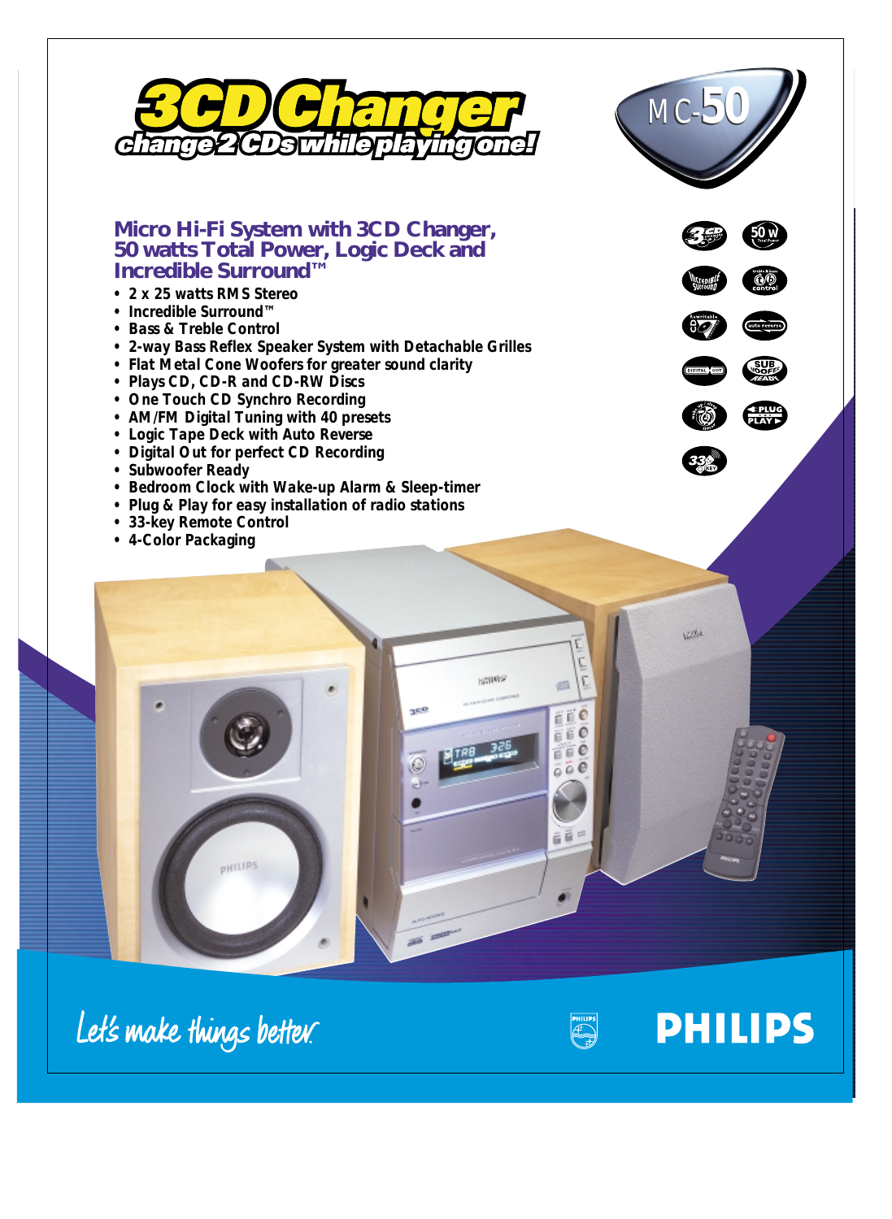# 3CD Changer

**change 2 CDs while playing one!**

MC-50

## Micro Hi-Fi System with 3CD Changer, 50 watts Total Power, Logic Deck and Incredible Surround™

- 2 x 25 watts RMS Stereo
- Incredible Surround™
- Bass & Treble Control
- 2-way Bass Reflex Speaker System with Detachable Grilles
- Flat Metal Cone Woofers for greater sound clarity
- Plays CD, CD-R and CD-RW Discs
- One Touch CD Synchro Recording
- AM/FM Digital Tuning with 40 presets
- Logic Tape Deck with Auto Reverse
- Digital Out for perfect CD Recording
- Subwoofer Ready
- Bedroom Clock with Wake-up Alarm & Sleep-timer
- Plug & Play for easy installation of radio stations
- 33-key Remote Control
- 4-Color Packaging

Let's make things better.

PHILIPS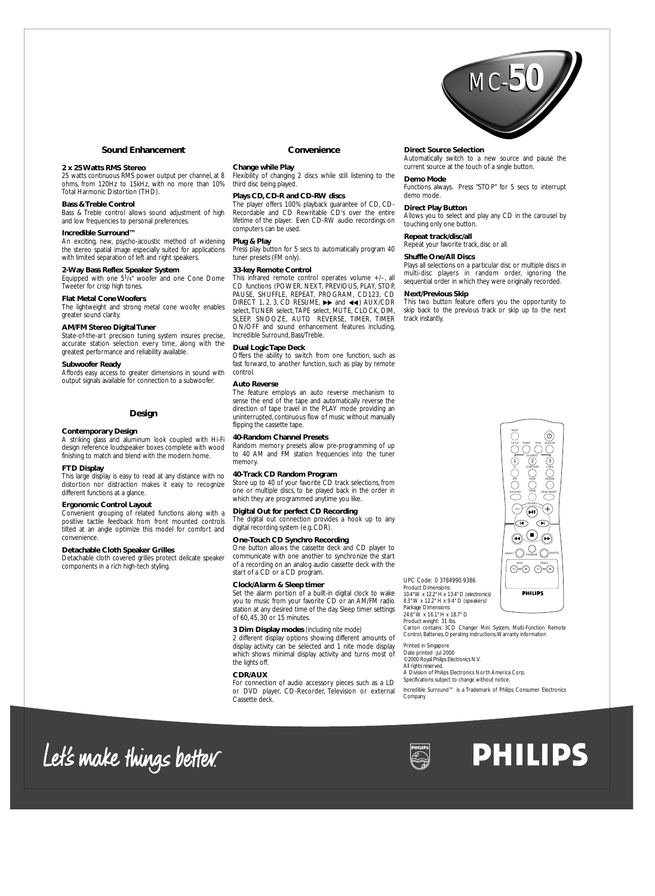# MC-50

## Sound Enhancement

### 2 x 25 Watts RMS Stereo
25 watts continuous RMS power output per channel, at 8 ohms, from 120Hz to 15kHz, with no more than 10% Total Harmonic Distortion (THD).

### Bass & Treble Control
Bass & Treble control allows sound adjustment of high and low frequencies to personal preferences.

### Incredible Surround™
An exciting, new, psycho-acoustic method of widening the stereo spatial image especially suited for applications with limited separation of left and right speakers.

### 2-Way Bass Reflex Speaker System
Equipped with one 5 1/4" woofer and one Cone Dome Tweeter for crisp high tones.

### Flat Metal Cone Woofers
The lightweight and strong metal cone woofer enables greater sound clarity.

### AM/FM Stereo Digital Tuner
State-of-the-art precision tuning system insures precise, accurate station selection every time, along with the greatest performance and reliability available.

### Subwoofer Ready
Affords easy access to greater dimensions in sound with output signals available for connection to a subwoofer.

## Design

### Contemporary Design
A striking glass and aluminum look coupled with Hi-Fi design reference loudspeaker boxes complete with wood finishing to match and blend with the modern home.

### FTD Display
This large display is easy to read at any distance with no distortion nor distraction making it easy to recognize different functions at a glance.

### Ergonomic Control Layout
Convenient grouping of related functions along with a positive tactile feedback from front mounted controls tilted at an angle optimize this model for comfort and convenience.

### Detachable Cloth Speaker Grilles
Detachable cloth covered grilles protect delicate speaker components in a rich high-tech styling.

## Convenience

### Change while Play
Flexibility of changing 2 discs while still listening to the third disc being played.

### Plays CD, CD-R and CD-RW discs
The player offers 100% playback guarantee of CD, CD-Recordable and CD Rewritable CD's over the entire lifetime of the player. Even CD-RW audio recordings on computers can be used.

### Plug & Play
Press play button for 5 secs to automatically program 40 tuner presets (FM only).

### 33-key Remote Control
This infrared remote control operates volume +/–, all CD functions (POWER, NEXT, PREVIOUS, PLAY, STOP, PAUSE, SHUFFLE, REPEAT, PROGRAM, CD123, CD DIRECT 1, 2, 3, CD RESUME, ▶▶ and ◀◀) AUX/CDR select, TUNER select, TAPE select, MUTE, CLOCK, DIM, SLEEP, SNOOZE, AUTO REVERSE, TIMER, TIMER ON/OFF and sound enhancement features including, Incredible Surround, Bass/Treble.

### Dual Logic Tape Deck
Offers the ability to switch from one function, such as fast forward, to another function, such as play by remote control.

### Auto Reverse
The feature employs an auto reverse mechanism to sense the end of the tape and automatically reverse the direction of tape travel in the PLAY mode providing an uninterrupted, continuous flow of music without manually flipping the cassette tape.

### 40-Random Channel Presets
Random memory presets allow pre-programming of up to 40 AM and FM station frequencies into the tuner memory.

### 40-Track CD Random Program
Store up to 40 of your favorite CD track selections, from one or multiple discs, to be played back in the order in which they are programmed anytime you like.

### Digital Out for perfect CD Recording
The digital out connection provides a hook up to any digital recording system (e.g. CDR).

### One-Touch CD Synchro Recording
One button allows the cassette deck and CD player to communicate with one another to synchronize the start of a recording on an analog audio cassette deck with the start of a CD or a CD program.

### Clock/Alarm & Sleep timer
Set the alarm portion of a built-in digital clock to wake you to music from your favorite CD or an AM/FM radio station at any desired time of the day. Sleep timer settings of 60, 45, 30 or 15 minutes.

### 3 Dim Display modes (including nite mode)
2 different display options showing different amounts of display activity can be selected and 1 nite mode display which shows minimal display activity and turns most of the lights off.

### CDR/AUX
For connection of audio accessory pieces such as a LD or DVD player, CD-Recorder, Television or external Cassette deck.

### Direct Source Selection
Automatically switch to a new source and pause the current source at the touch of a single button.

### Demo Mode
Functions always. Press "STOP" for 5 secs to interrupt demo mode.

### Direct Play Button
Allows you to select and play any CD in the carousel by touching only one button.

### Repeat track/disc/all
Repeat your favorite track, disc or all.

### Shuffle One/All Discs
Plays all selections on a particular disc or multiple discs in multi-disc players in random order, ignoring the sequential order in which they were originally recorded.

### Next/Previous Skip
This two button feature offers you the opportunity to skip back to the previous track or skip up to the next track instantly.

UPC Code: 0 3784990 9386
Product Dimensions:
10.4"W x 12.2"H x 13.4"D (electronics)
8.3"W x 12.2"H x 9.4"D (speakers)
Package Dimensions:
24.6"W x 16.1"H x 18.7"D
Product weight: 31 lbs.
Carton contains: 3CD Changer Mini System, Multi-Function Remote Control, Batteries, Operating instructions, Warranty information

Printed in Singapore
Date printed : Jul 2000
©2000 Royal Philips Electronics N.V.
All rights reserved.
A Division of Philips Electronics North America Corp.
Specifications subject to change without notice.

Incredible Surround™ is a Trademark of Philips Consumer Electronics Company

Let's make things better.

PHILIPS